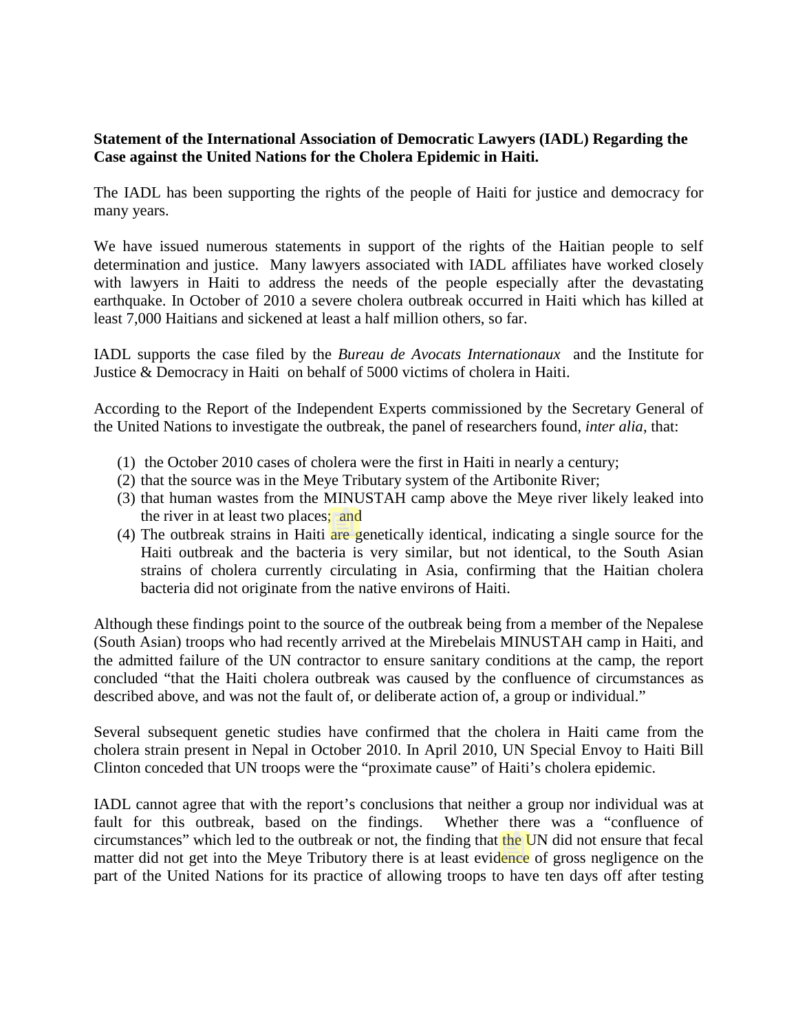**Statement of the International Association of Democratic Lawyers (IADL) Regarding the Case against the United Nations for the Cholera Epidemic in Haiti.**

The IADL has been supporting the rights of the people of Haiti for justice and democracy for many years.

We have issued numerous statements in support of the rights of the Haitian people to self determination and justice. Many lawyers associated with IADL affiliates have worked closely with lawyers in Haiti to address the needs of the people especially after the devastating earthquake. In October of 2010 a severe cholera outbreak occurred in Haiti which has killed at least 7,000 Haitians and sickened at least a half million others, so far.

IADL supports the case filed by the *Bureau de Avocats Internationaux* and the Institute for Justice & Democracy in Haiti on behalf of 5000 victims of cholera in Haiti.

According to the Report of the Independent Experts commissioned by the Secretary General of the United Nations to investigate the outbreak, the panel of researchers found, *inter alia*, that:

(1) the October 2010 cases of cholera were the first in Haiti in nearly a century;
(2) that the source was in the Meye Tributary system of the Artibonite River;
(3) that human wastes from the MINUSTAH camp above the Meye river likely leaked into the river in at least two places; and
(4) The outbreak strains in Haiti are genetically identical, indicating a single source for the Haiti outbreak and the bacteria is very similar, but not identical, to the South Asian strains of cholera currently circulating in Asia, confirming that the Haitian cholera bacteria did not originate from the native environs of Haiti.

Although these findings point to the source of the outbreak being from a member of the Nepalese (South Asian) troops who had recently arrived at the Mirebelais MINUSTAH camp in Haiti, and the admitted failure of the UN contractor to ensure sanitary conditions at the camp, the report concluded "that the Haiti cholera outbreak was caused by the confluence of circumstances as described above, and was not the fault of, or deliberate action of, a group or individual."

Several subsequent genetic studies have confirmed that the cholera in Haiti came from the cholera strain present in Nepal in October 2010. In April 2010, UN Special Envoy to Haiti Bill Clinton conceded that UN troops were the "proximate cause" of Haiti's cholera epidemic.

IADL cannot agree that with the report's conclusions that neither a group nor individual was at fault for this outbreak, based on the findings. Whether there was a "confluence of circumstances" which led to the outbreak or not, the finding that the UN did not ensure that fecal matter did not get into the Meye Tributory there is at least evidence of gross negligence on the part of the United Nations for its practice of allowing troops to have ten days off after testing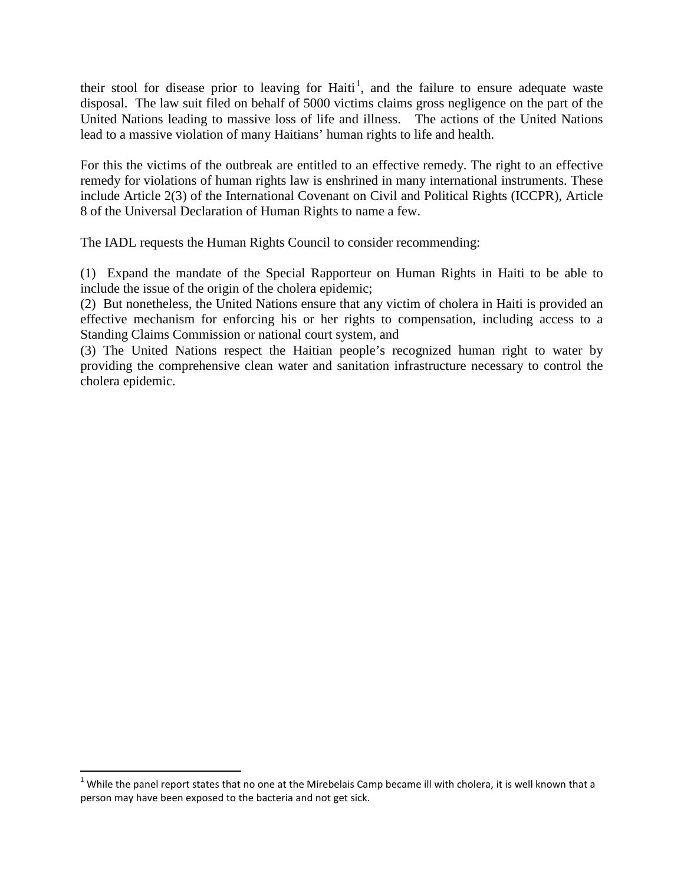their stool for disease prior to leaving for Haiti[1], and the failure to ensure adequate waste disposal. The law suit filed on behalf of 5000 victims claims gross negligence on the part of the United Nations leading to massive loss of life and illness. The actions of the United Nations lead to a massive violation of many Haitians' human rights to life and health.

For this the victims of the outbreak are entitled to an effective remedy. The right to an effective remedy for violations of human rights law is enshrined in many international instruments. These include Article 2(3) of the International Covenant on Civil and Political Rights (ICCPR), Article 8 of the Universal Declaration of Human Rights to name a few.

The IADL requests the Human Rights Council to consider recommending:

(1) Expand the mandate of the Special Rapporteur on Human Rights in Haiti to be able to include the issue of the origin of the cholera epidemic;
(2) But nonetheless, the United Nations ensure that any victim of cholera in Haiti is provided an effective mechanism for enforcing his or her rights to compensation, including access to a Standing Claims Commission or national court system, and
(3) The United Nations respect the Haitian people's recognized human right to water by providing the comprehensive clean water and sanitation infrastructure necessary to control the cholera epidemic.

[1] While the panel report states that no one at the Mirebelais Camp became ill with cholera, it is well known that a person may have been exposed to the bacteria and not get sick.